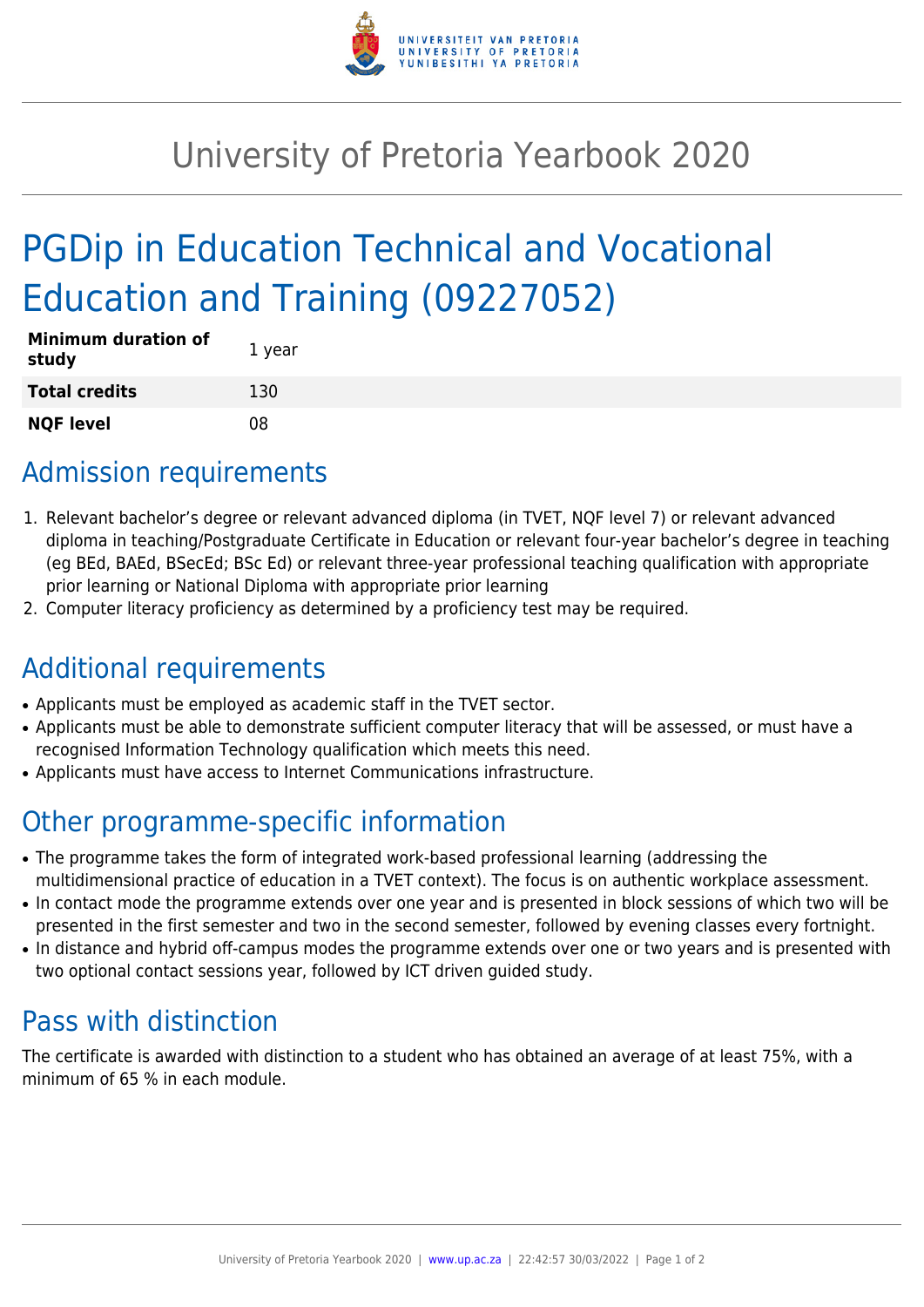# University of Pretoria Yearbook 2020

## PGDip in Education Technical and Vocational Education and Training (09227052)

| | |
|---|---|
| **Minimum duration of study** | 1 year |
| **Total credits** | 130 |
| **NQF level** | 08 |

## Admission requirements

1. Relevant bachelor's degree or relevant advanced diploma (in TVET, NQF level 7) or relevant advanced diploma in teaching/Postgraduate Certificate in Education or relevant four-year bachelor's degree in teaching (eg BEd, BAEd, BSecEd; BSc Ed) or relevant three-year professional teaching qualification with appropriate prior learning or National Diploma with appropriate prior learning
2. Computer literacy proficiency as determined by a proficiency test may be required.

## Additional requirements

- Applicants must be employed as academic staff in the TVET sector.
- Applicants must be able to demonstrate sufficient computer literacy that will be assessed, or must have a recognised Information Technology qualification which meets this need.
- Applicants must have access to Internet Communications infrastructure.

## Other programme-specific information

- The programme takes the form of integrated work-based professional learning (addressing the multidimensional practice of education in a TVET context). The focus is on authentic workplace assessment.
- In contact mode the programme extends over one year and is presented in block sessions of which two will be presented in the first semester and two in the second semester, followed by evening classes every fortnight.
- In distance and hybrid off-campus modes the programme extends over one or two years and is presented with two optional contact sessions year, followed by ICT driven guided study.

## Pass with distinction

The certificate is awarded with distinction to a student who has obtained an average of at least 75%, with a minimum of 65 % in each module.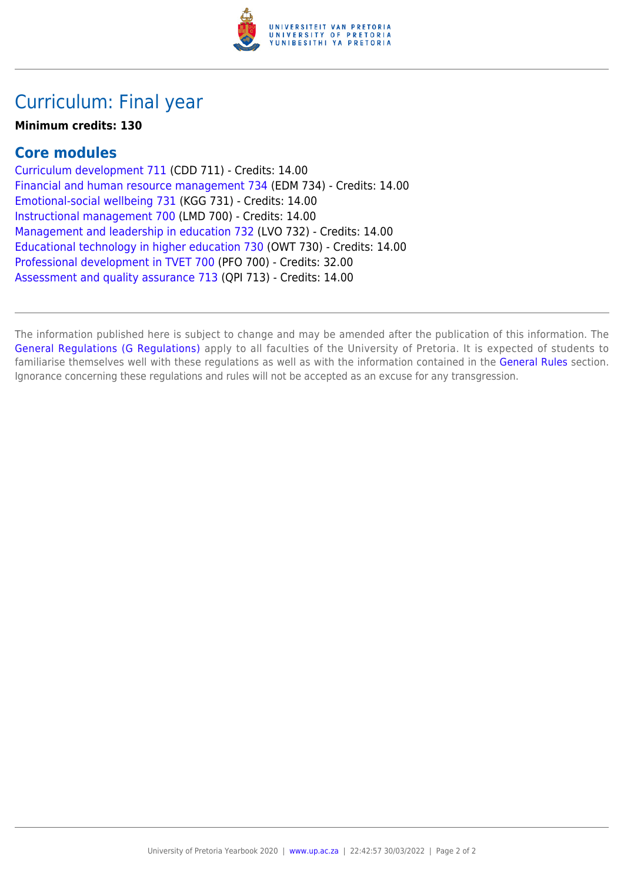## Curriculum: Final year

**Minimum credits: 130**

### Core modules

Curriculum development 711 (CDD 711) - Credits: 14.00
Financial and human resource management 734 (EDM 734) - Credits: 14.00
Emotional-social wellbeing 731 (KGG 731) - Credits: 14.00
Instructional management 700 (LMD 700) - Credits: 14.00
Management and leadership in education 732 (LVO 732) - Credits: 14.00
Educational technology in higher education 730 (OWT 730) - Credits: 14.00
Professional development in TVET 700 (PFO 700) - Credits: 32.00
Assessment and quality assurance 713 (QPI 713) - Credits: 14.00

The information published here is subject to change and may be amended after the publication of this information. The General Regulations (G Regulations) apply to all faculties of the University of Pretoria. It is expected of students to familiarise themselves well with these regulations as well as with the information contained in the General Rules section. Ignorance concerning these regulations and rules will not be accepted as an excuse for any transgression.